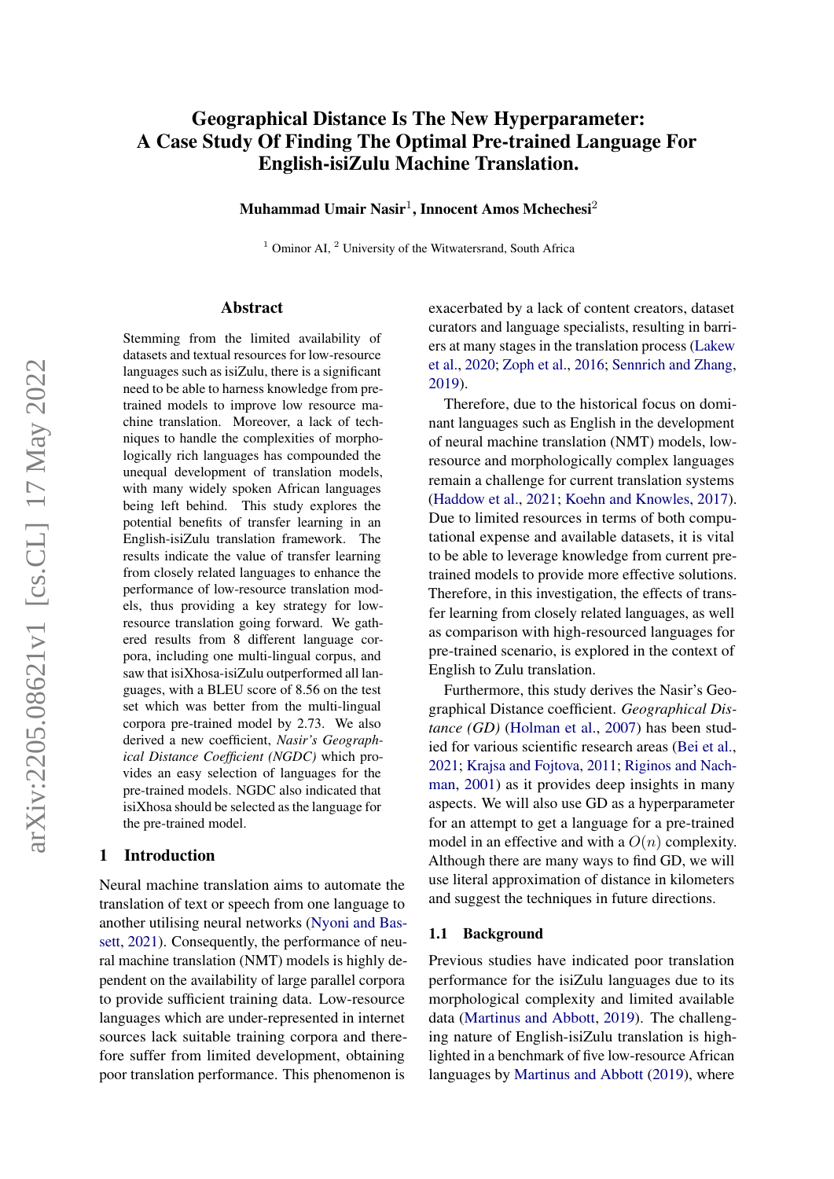# Geographical Distance Is The New Hyperparameter: A Case Study Of Finding The Optimal Pre-trained Language For English-isiZulu Machine Translation.

**Muhammad Umair Nasir**[1], **Innocent Amos Mchechesi**[2]

[1] Ominor AI, [2] University of the Witwatersrand, South Africa

## Abstract

Stemming from the limited availability of datasets and textual resources for low-resource languages such as isiZulu, there is a significant need to be able to harness knowledge from pre-trained models to improve low resource machine translation. Moreover, a lack of techniques to handle the complexities of morphologically rich languages has compounded the unequal development of translation models, with many widely spoken African languages being left behind. This study explores the potential benefits of transfer learning in an English-isiZulu translation framework. The results indicate the value of transfer learning from closely related languages to enhance the performance of low-resource translation models, thus providing a key strategy for low-resource translation going forward. We gathered results from 8 different language corpora, including one multi-lingual corpus, and saw that isiXhosa-isiZulu outperformed all languages, with a BLEU score of 8.56 on the test set which was better from the multi-lingual corpora pre-trained model by 2.73. We also derived a new coefficient, *Nasir's Geographical Distance Coefficient (NGDC)* which provides an easy selection of languages for the pre-trained models. NGDC also indicated that isiXhosa should be selected as the language for the pre-trained model.

## 1 Introduction

Neural machine translation aims to automate the translation of text or speech from one language to another utilising neural networks (Nyoni and Bassett, 2021). Consequently, the performance of neural machine translation (NMT) models is highly dependent on the availability of large parallel corpora to provide sufficient training data. Low-resource languages which are under-represented in internet sources lack suitable training corpora and therefore suffer from limited development, obtaining poor translation performance. This phenomenon is exacerbated by a lack of content creators, dataset curators and language specialists, resulting in barriers at many stages in the translation process (Lakew et al., 2020; Zoph et al., 2016; Sennrich and Zhang, 2019).

Therefore, due to the historical focus on dominant languages such as English in the development of neural machine translation (NMT) models, low-resource and morphologically complex languages remain a challenge for current translation systems (Haddow et al., 2021; Koehn and Knowles, 2017). Due to limited resources in terms of both computational expense and available datasets, it is vital to be able to leverage knowledge from current pre-trained models to provide more effective solutions. Therefore, in this investigation, the effects of transfer learning from closely related languages, as well as comparison with high-resourced languages for pre-trained scenario, is explored in the context of English to Zulu translation.

Furthermore, this study derives the Nasir's Geographical Distance coefficient. *Geographical Distance (GD)* (Holman et al., 2007) has been studied for various scientific research areas (Bei et al., 2021; Krajsa and Fojtova, 2011; Riginos and Nachman, 2001) as it provides deep insights in many aspects. We will also use GD as a hyperparameter for an attempt to get a language for a pre-trained model in an effective and with a $O(n)$ complexity. Although there are many ways to find GD, we will use literal approximation of distance in kilometers and suggest the techniques in future directions.

### 1.1 Background

Previous studies have indicated poor translation performance for the isiZulu languages due to its morphological complexity and limited available data (Martinus and Abbott, 2019). The challenging nature of English-isiZulu translation is highlighted in a benchmark of five low-resource African languages by Martinus and Abbott (2019), where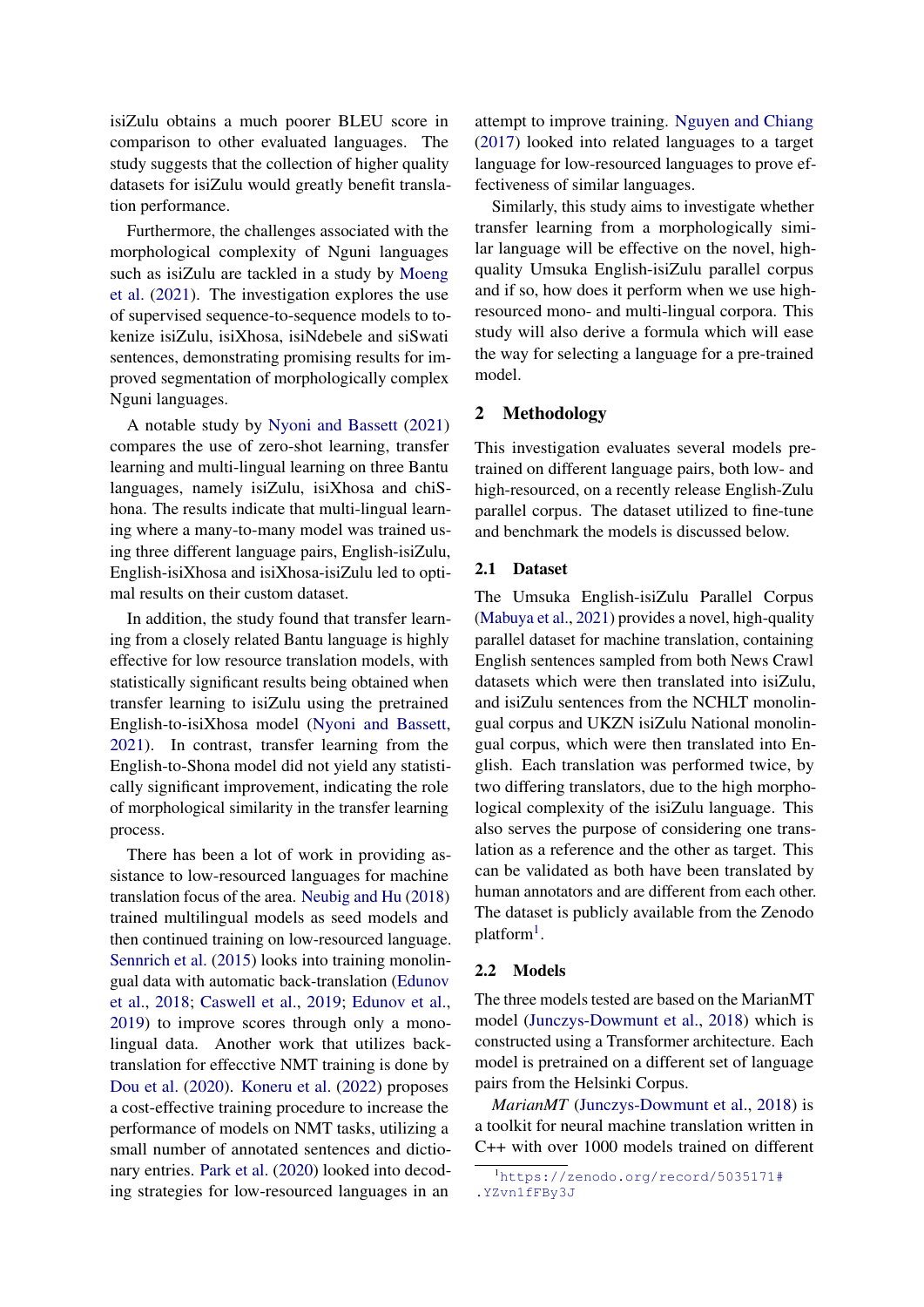isiZulu obtains a much poorer BLEU score in comparison to other evaluated languages. The study suggests that the collection of higher quality datasets for isiZulu would greatly benefit translation performance.

Furthermore, the challenges associated with the morphological complexity of Nguni languages such as isiZulu are tackled in a study by Moeng et al. (2021). The investigation explores the use of supervised sequence-to-sequence models to tokenize isiZulu, isiXhosa, isiNdebele and siSwati sentences, demonstrating promising results for improved segmentation of morphologically complex Nguni languages.

A notable study by Nyoni and Bassett (2021) compares the use of zero-shot learning, transfer learning and multi-lingual learning on three Bantu languages, namely isiZulu, isiXhosa and chiShona. The results indicate that multi-lingual learning where a many-to-many model was trained using three different language pairs, English-isiZulu, English-isiXhosa and isiXhosa-isiZulu led to optimal results on their custom dataset.

In addition, the study found that transfer learning from a closely related Bantu language is highly effective for low resource translation models, with statistically significant results being obtained when transfer learning to isiZulu using the pretrained English-to-isiXhosa model (Nyoni and Bassett, 2021). In contrast, transfer learning from the English-to-Shona model did not yield any statistically significant improvement, indicating the role of morphological similarity in the transfer learning process.

There has been a lot of work in providing assistance to low-resourced languages for machine translation focus of the area. Neubig and Hu (2018) trained multilingual models as seed models and then continued training on low-resourced language. Sennrich et al. (2015) looks into training monolingual data with automatic back-translation (Edunov et al., 2018; Caswell et al., 2019; Edunov et al., 2019) to improve scores through only a monolingual data. Another work that utilizes back-translation for effecctive NMT training is done by Dou et al. (2020). Koneru et al. (2022) proposes a cost-effective training procedure to increase the performance of models on NMT tasks, utilizing a small number of annotated sentences and dictionary entries. Park et al. (2020) looked into decoding strategies for low-resourced languages in an attempt to improve training. Nguyen and Chiang (2017) looked into related languages to a target language for low-resourced languages to prove effectiveness of similar languages.

Similarly, this study aims to investigate whether transfer learning from a morphologically similar language will be effective on the novel, high-quality Umsuka English-isiZulu parallel corpus and if so, how does it perform when we use high-resourced mono- and multi-lingual corpora. This study will also derive a formula which will ease the way for selecting a language for a pre-trained model.

## 2 Methodology

This investigation evaluates several models pre-trained on different language pairs, both low- and high-resourced, on a recently release English-Zulu parallel corpus. The dataset utilized to fine-tune and benchmark the models is discussed below.

### 2.1 Dataset

The Umsuka English-isiZulu Parallel Corpus (Mabuya et al., 2021) provides a novel, high-quality parallel dataset for machine translation, containing English sentences sampled from both News Crawl datasets which were then translated into isiZulu, and isiZulu sentences from the NCHLT monolingual corpus and UKZN isiZulu National monolingual corpus, which were then translated into English. Each translation was performed twice, by two differing translators, due to the high morphological complexity of the isiZulu language. This also serves the purpose of considering one translation as a reference and the other as target. This can be validated as both have been translated by human annotators and are different from each other. The dataset is publicly available from the Zenodo platform[1].

### 2.2 Models

The three models tested are based on the MarianMT model (Junczys-Dowmunt et al., 2018) which is constructed using a Transformer architecture. Each model is pretrained on a different set of language pairs from the Helsinki Corpus.

*MarianMT* (Junczys-Dowmunt et al., 2018) is a toolkit for neural machine translation written in C++ with over 1000 models trained on different

[1] https://zenodo.org/record/5035171#.YZvn1fFBy3J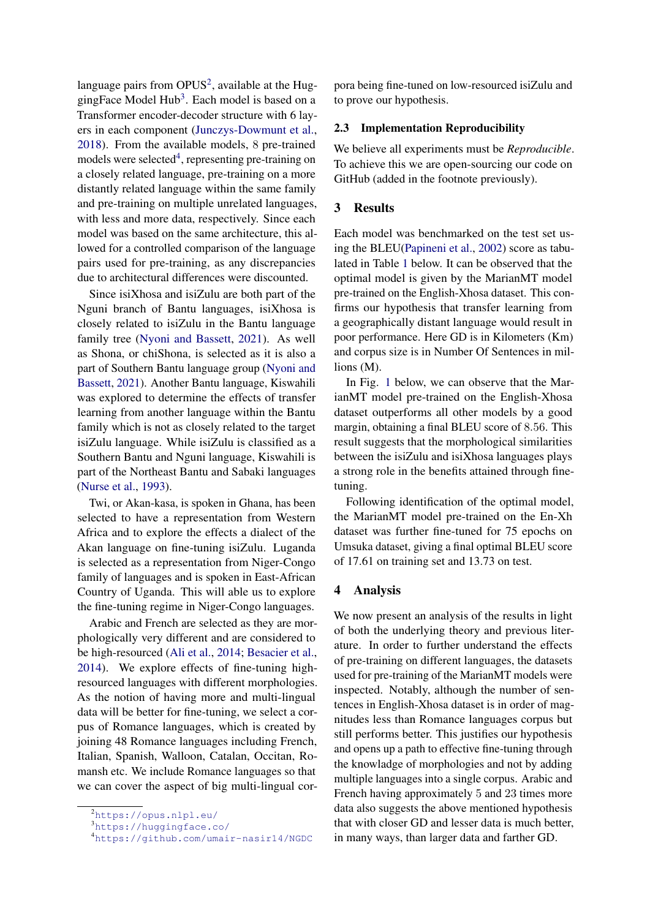language pairs from OPUS[2], available at the HuggingFace Model Hub[3]. Each model is based on a Transformer encoder-decoder structure with 6 layers in each component (Junczys-Dowmunt et al., 2018). From the available models, 8 pre-trained models were selected[4], representing pre-training on a closely related language, pre-training on a more distantly related language within the same family and pre-training on multiple unrelated languages, with less and more data, respectively. Since each model was based on the same architecture, this allowed for a controlled comparison of the language pairs used for pre-training, as any discrepancies due to architectural differences were discounted.

Since isiXhosa and isiZulu are both part of the Nguni branch of Bantu languages, isiXhosa is closely related to isiZulu in the Bantu language family tree (Nyoni and Bassett, 2021). As well as Shona, or chiShona, is selected as it is also a part of Southern Bantu language group (Nyoni and Bassett, 2021). Another Bantu language, Kiswahili was explored to determine the effects of transfer learning from another language within the Bantu family which is not as closely related to the target isiZulu language. While isiZulu is classified as a Southern Bantu and Nguni language, Kiswahili is part of the Northeast Bantu and Sabaki languages (Nurse et al., 1993).

Twi, or Akan-kasa, is spoken in Ghana, has been selected to have a representation from Western Africa and to explore the effects a dialect of the Akan language on fine-tuning isiZulu. Luganda is selected as a representation from Niger-Congo family of languages and is spoken in East-African Country of Uganda. This will able us to explore the fine-tuning regime in Niger-Congo languages.

Arabic and French are selected as they are morphologically very different and are considered to be high-resourced (Ali et al., 2014; Besacier et al., 2014). We explore effects of fine-tuning high-resourced languages with different morphologies. As the notion of having more and multi-lingual data will be better for fine-tuning, we select a corpus of Romance languages, which is created by joining 48 Romance languages including French, Italian, Spanish, Walloon, Catalan, Occitan, Romansh etc. We include Romance languages so that we can cover the aspect of big multi-lingual corpora being fine-tuned on low-resourced isiZulu and to prove our hypothesis.

### 2.3 Implementation Reproducibility

We believe all experiments must be *Reproducible*. To achieve this we are open-sourcing our code on GitHub (added in the footnote previously).

## 3 Results

Each model was benchmarked on the test set using the BLEU(Papineni et al., 2002) score as tabulated in Table 1 below. It can be observed that the optimal model is given by the MarianMT model pre-trained on the English-Xhosa dataset. This confirms our hypothesis that transfer learning from a geographically distant language would result in poor performance. Here GD is in Kilometers (Km) and corpus size is in Number Of Sentences in millions (M).

In Fig. 1 below, we can observe that the MarianMT model pre-trained on the English-Xhosa dataset outperforms all other models by a good margin, obtaining a final BLEU score of 8.56. This result suggests that the morphological similarities between the isiZulu and isiXhosa languages plays a strong role in the benefits attained through fine-tuning.

Following identification of the optimal model, the MarianMT model pre-trained on the En-Xh dataset was further fine-tuned for 75 epochs on Umsuka dataset, giving a final optimal BLEU score of 17.61 on training set and 13.73 on test.

## 4 Analysis

We now present an analysis of the results in light of both the underlying theory and previous literature. In order to further understand the effects of pre-training on different languages, the datasets used for pre-training of the MarianMT models were inspected. Notably, although the number of sentences in English-Xhosa dataset is in order of magnitudes less than Romance languages corpus but still performs better. This justifies our hypothesis and opens up a path to effective fine-tuning through the knowladge of morphologies and not by adding multiple languages into a single corpus. Arabic and French having approximately 5 and 23 times more data also suggests the above mentioned hypothesis that with closer GD and lesser data is much better, in many ways, than larger data and farther GD.

[2]https://opus.nlpl.eu/
[3]https://huggingface.co/
[4]https://github.com/umair-nasir14/NGDC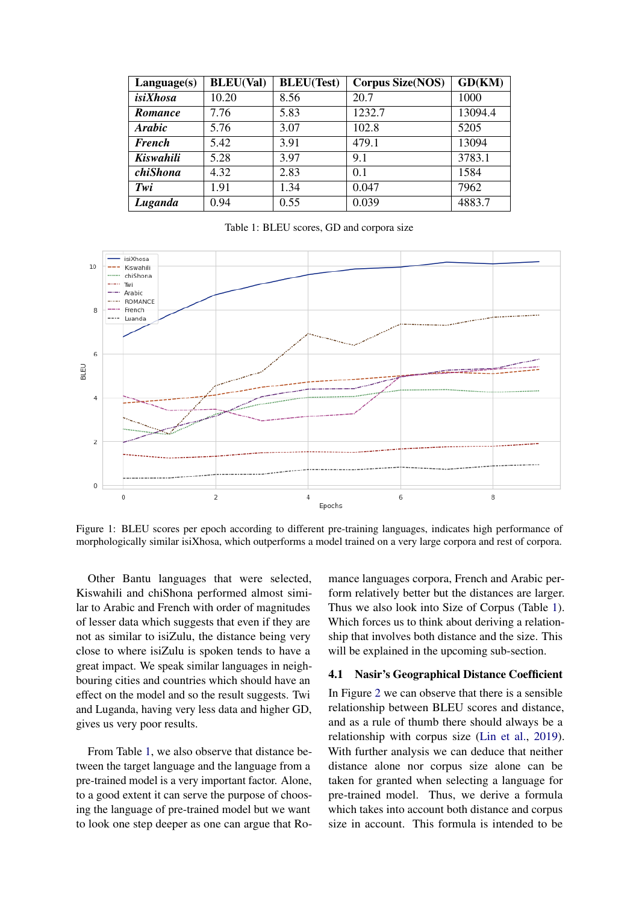| Language(s) | BLEU(Val) | BLEU(Test) | Corpus Size(NOS) | GD(KM) |
|---|---|---|---|---|
| ***isiXhosa*** | 10.20 | 8.56 | 20.7 | 1000 |
| ***Romance*** | 7.76 | 5.83 | 1232.7 | 13094.4 |
| ***Arabic*** | 5.76 | 3.07 | 102.8 | 5205 |
| ***French*** | 5.42 | 3.91 | 479.1 | 13094 |
| ***Kiswahili*** | 5.28 | 3.97 | 9.1 | 3783.1 |
| ***chiShona*** | 4.32 | 2.83 | 0.1 | 1584 |
| ***Twi*** | 1.91 | 1.34 | 0.047 | 7962 |
| ***Luganda*** | 0.94 | 0.55 | 0.039 | 4883.7 |

Table 1: BLEU scores, GD and corpora size

Figure 1: BLEU scores per epoch according to different pre-training languages, indicates high performance of morphologically similar isiXhosa, which outperforms a model trained on a very large corpora and rest of corpora.

Other Bantu languages that were selected, Kiswahili and chiShona performed almost similar to Arabic and French with order of magnitudes of lesser data which suggests that even if they are not as similar to isiZulu, the distance being very close to where isiZulu is spoken tends to have a great impact. We speak similar languages in neighbouring cities and countries which should have an effect on the model and so the result suggests. Twi and Luganda, having very less data and higher GD, gives us very poor results.

From Table 1, we also observe that distance between the target language and the language from a pre-trained model is a very important factor. Alone, to a good extent it can serve the purpose of choosing the language of pre-trained model but we want to look one step deeper as one can argue that Romance languages corpora, French and Arabic perform relatively better but the distances are larger. Thus we also look into Size of Corpus (Table 1). Which forces us to think about deriving a relationship that involves both distance and the size. This will be explained in the upcoming sub-section.

### 4.1 Nasir's Geographical Distance Coefficient

In Figure 2 we can observe that there is a sensible relationship between BLEU scores and distance, and as a rule of thumb there should always be a relationship with corpus size (Lin et al., 2019). With further analysis we can deduce that neither distance alone nor corpus size alone can be taken for granted when selecting a language for pre-trained model. Thus, we derive a formula which takes into account both distance and corpus size in account. This formula is intended to be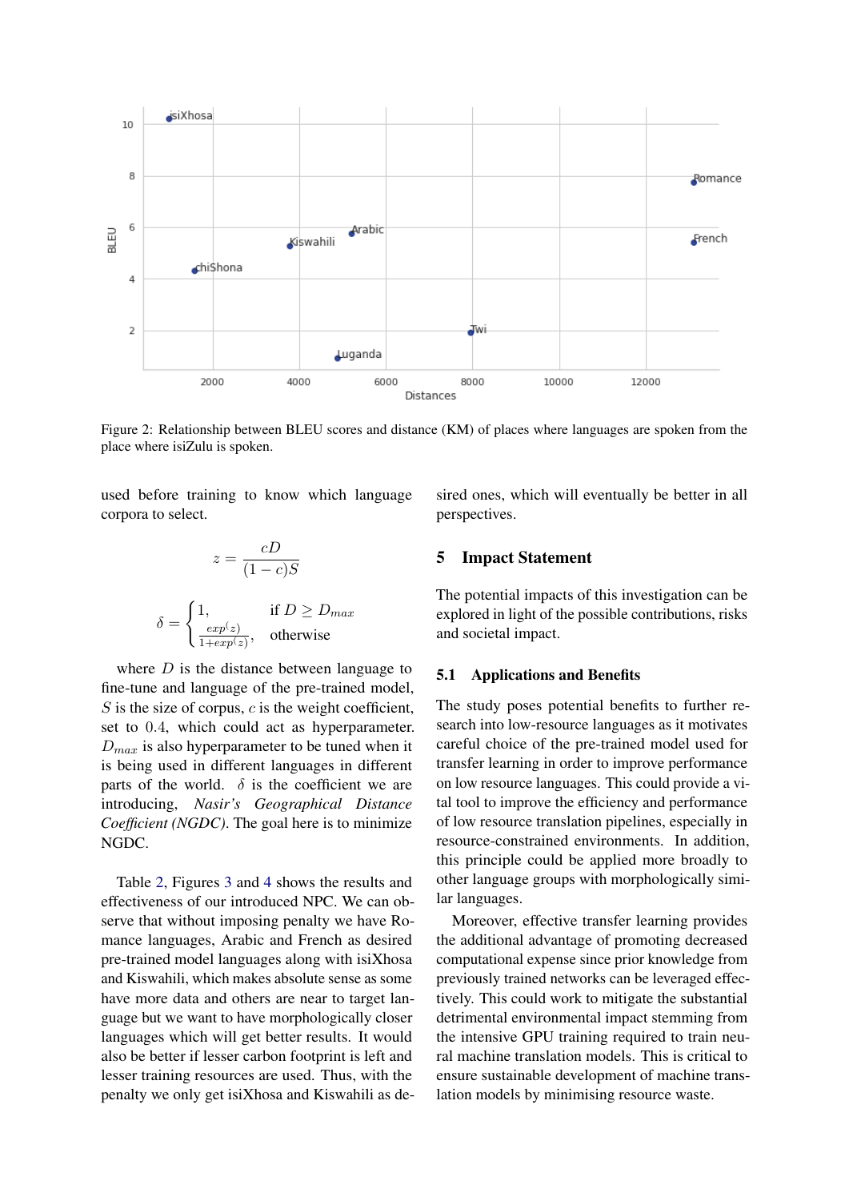Figure 2: Relationship between BLEU scores and distance (KM) of places where languages are spoken from the place where isiZulu is spoken.

used before training to know which language corpora to select.

$$z = \frac{cD}{(1-c)S}$$

$$\delta = \begin{cases} 1, & \text{if } D \geq D_{max} \\ \frac{exp(z)}{1+exp(z)}, & \text{otherwise} \end{cases}$$

where $D$ is the distance between language to fine-tune and language of the pre-trained model, $S$ is the size of corpus, $c$ is the weight coefficient, set to $0.4$, which could act as hyperparameter. $D_{max}$ is also hyperparameter to be tuned when it is being used in different languages in different parts of the world. $\delta$ is the coefficient we are introducing, *Nasir's Geographical Distance Coefficient (NGDC)*. The goal here is to minimize NGDC.

Table 2, Figures 3 and 4 shows the results and effectiveness of our introduced NPC. We can observe that without imposing penalty we have Romance languages, Arabic and French as desired pre-trained model languages along with isiXhosa and Kiswahili, which makes absolute sense as some have more data and others are near to target language but we want to have morphologically closer languages which will get better results. It would also be better if lesser carbon footprint is left and lesser training resources are used. Thus, with the penalty we only get isiXhosa and Kiswahili as desired ones, which will eventually be better in all perspectives.

## 5 Impact Statement

The potential impacts of this investigation can be explored in light of the possible contributions, risks and societal impact.

### 5.1 Applications and Benefits

The study poses potential benefits to further research into low-resource languages as it motivates careful choice of the pre-trained model used for transfer learning in order to improve performance on low resource languages. This could provide a vital tool to improve the efficiency and performance of low resource translation pipelines, especially in resource-constrained environments. In addition, this principle could be applied more broadly to other language groups with morphologically similar languages.

Moreover, effective transfer learning provides the additional advantage of promoting decreased computational expense since prior knowledge from previously trained networks can be leveraged effectively. This could work to mitigate the substantial detrimental environmental impact stemming from the intensive GPU training required to train neural machine translation models. This is critical to ensure sustainable development of machine translation models by minimising resource waste.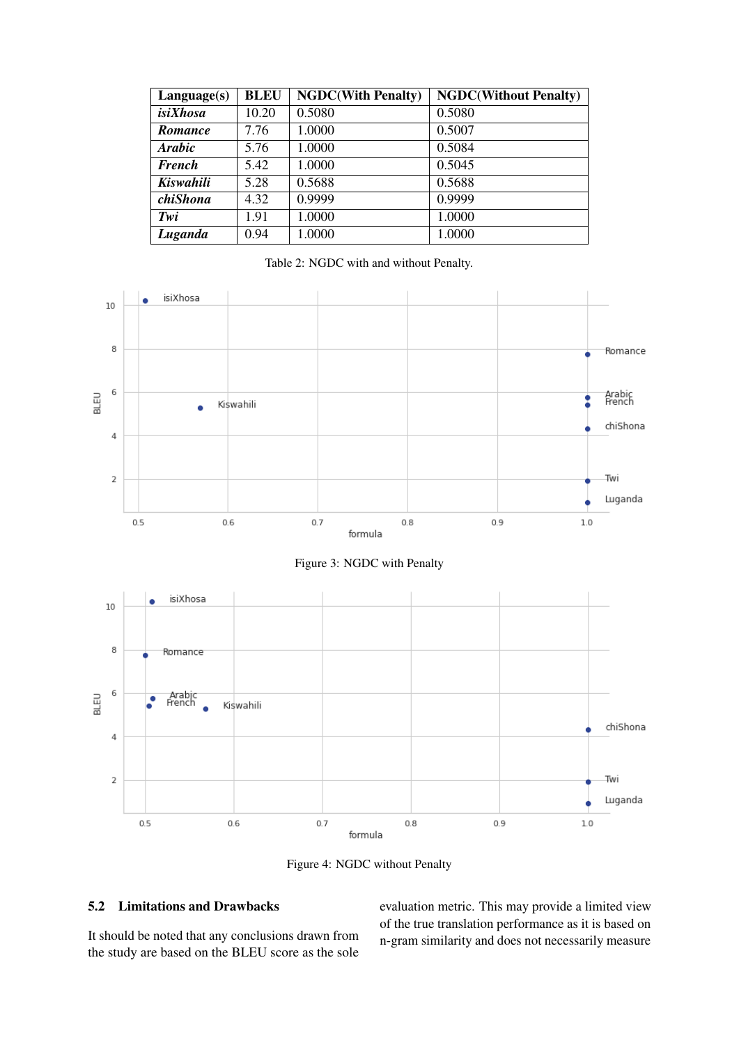| Language(s) | BLEU | NGDC(With Penalty) | NGDC(Without Penalty) |
|---|---|---|---|
| ***isiXhosa*** | 10.20 | 0.5080 | 0.5080 |
| ***Romance*** | 7.76 | 1.0000 | 0.5007 |
| ***Arabic*** | 5.76 | 1.0000 | 0.5084 |
| ***French*** | 5.42 | 1.0000 | 0.5045 |
| ***Kiswahili*** | 5.28 | 0.5688 | 0.5688 |
| ***chiShona*** | 4.32 | 0.9999 | 0.9999 |
| ***Twi*** | 1.91 | 1.0000 | 1.0000 |
| ***Luganda*** | 0.94 | 1.0000 | 1.0000 |

Table 2: NGDC with and without Penalty.

Figure 3: NGDC with Penalty

Figure 4: NGDC without Penalty

### 5.2 Limitations and Drawbacks

It should be noted that any conclusions drawn from the study are based on the BLEU score as the sole evaluation metric. This may provide a limited view of the true translation performance as it is based on n-gram similarity and does not necessarily measure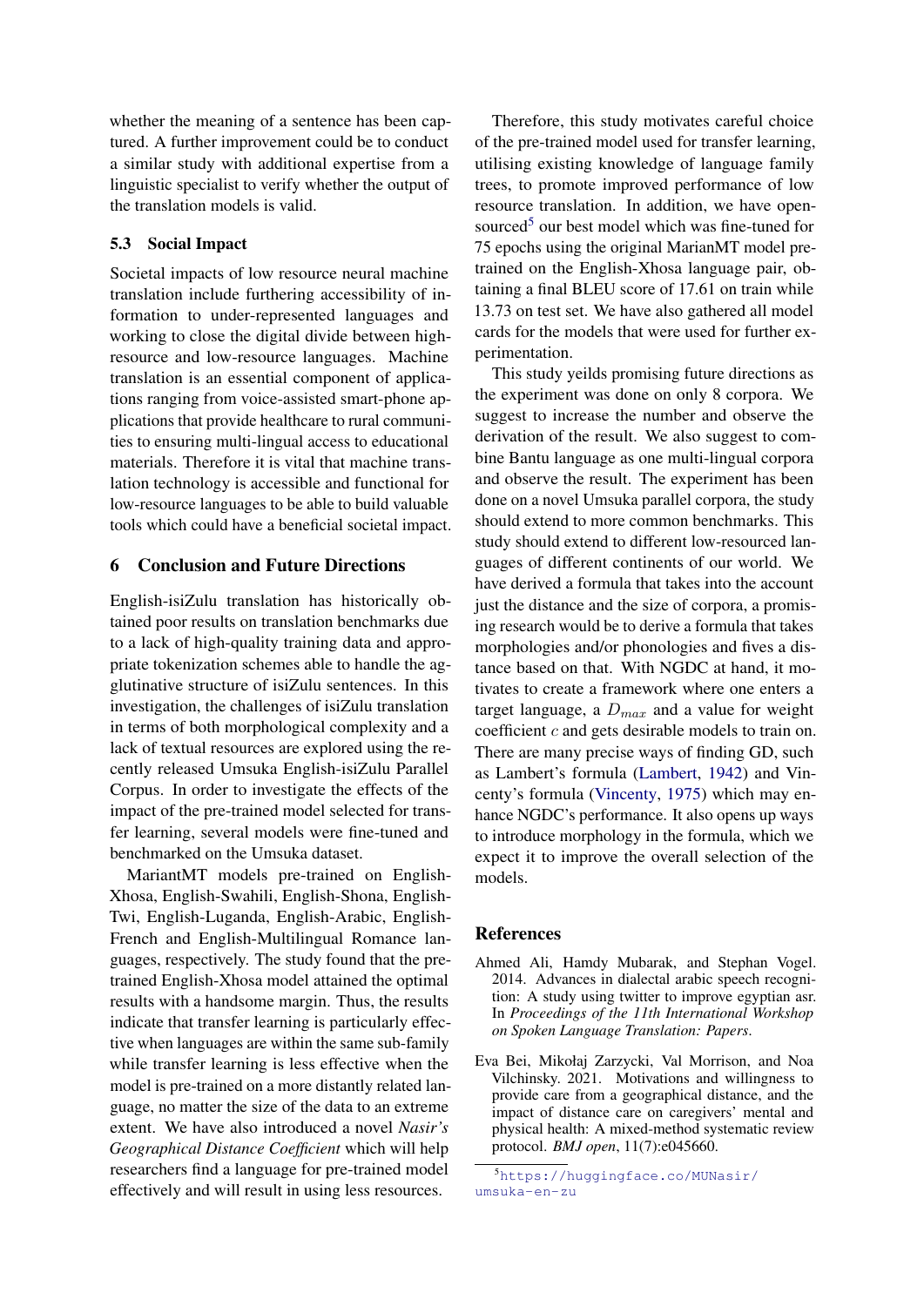whether the meaning of a sentence has been captured. A further improvement could be to conduct a similar study with additional expertise from a linguistic specialist to verify whether the output of the translation models is valid.

### 5.3 Social Impact

Societal impacts of low resource neural machine translation include furthering accessibility of information to under-represented languages and working to close the digital divide between high-resource and low-resource languages. Machine translation is an essential component of applications ranging from voice-assisted smart-phone applications that provide healthcare to rural communities to ensuring multi-lingual access to educational materials. Therefore it is vital that machine translation technology is accessible and functional for low-resource languages to be able to build valuable tools which could have a beneficial societal impact.

## 6 Conclusion and Future Directions

English-isiZulu translation has historically obtained poor results on translation benchmarks due to a lack of high-quality training data and appropriate tokenization schemes able to handle the agglutinative structure of isiZulu sentences. In this investigation, the challenges of isiZulu translation in terms of both morphological complexity and a lack of textual resources are explored using the recently released Umsuka English-isiZulu Parallel Corpus. In order to investigate the effects of the impact of the pre-trained model selected for transfer learning, several models were fine-tuned and benchmarked on the Umsuka dataset.

MariantMT models pre-trained on English-Xhosa, English-Swahili, English-Shona, English-Twi, English-Luganda, English-Arabic, English-French and English-Multilingual Romance languages, respectively. The study found that the pre-trained English-Xhosa model attained the optimal results with a handsome margin. Thus, the results indicate that transfer learning is particularly effective when languages are within the same sub-family while transfer learning is less effective when the model is pre-trained on a more distantly related language, no matter the size of the data to an extreme extent. We have also introduced a novel *Nasir's Geographical Distance Coefficient* which will help researchers find a language for pre-trained model effectively and will result in using less resources.

Therefore, this study motivates careful choice of the pre-trained model used for transfer learning, utilising existing knowledge of language family trees, to promote improved performance of low resource translation. In addition, we have open-sourced[5] our best model which was fine-tuned for 75 epochs using the original MarianMT model pre-trained on the English-Xhosa language pair, obtaining a final BLEU score of 17.61 on train while 13.73 on test set. We have also gathered all model cards for the models that were used for further experimentation.

This study yeilds promising future directions as the experiment was done on only 8 corpora. We suggest to increase the number and observe the derivation of the result. We also suggest to combine Bantu language as one multi-lingual corpora and observe the result. The experiment has been done on a novel Umsuka parallel corpora, the study should extend to more common benchmarks. This study should extend to different low-resourced languages of different continents of our world. We have derived a formula that takes into the account just the distance and the size of corpora, a promising research would be to derive a formula that takes morphologies and/or phonologies and fives a distance based on that. With NGDC at hand, it motivates to create a framework where one enters a target language, a $D_{max}$ and a value for weight coefficient $c$ and gets desirable models to train on. There are many precise ways of finding GD, such as Lambert's formula (Lambert, 1942) and Vincenty's formula (Vincenty, 1975) which may enhance NGDC's performance. It also opens up ways to introduce morphology in the formula, which we expect it to improve the overall selection of the models.

## References

Ahmed Ali, Hamdy Mubarak, and Stephan Vogel. 2014. Advances in dialectal arabic speech recognition: A study using twitter to improve egyptian asr. In *Proceedings of the 11th International Workshop on Spoken Language Translation: Papers*.

Eva Bei, Mikołaj Zarzycki, Val Morrison, and Noa Vilchinsky. 2021. Motivations and willingness to provide care from a geographical distance, and the impact of distance care on caregivers' mental and physical health: A mixed-method systematic review protocol. *BMJ open*, 11(7):e045660.

[5] https://huggingface.co/MUNasir/umsuka-en-zu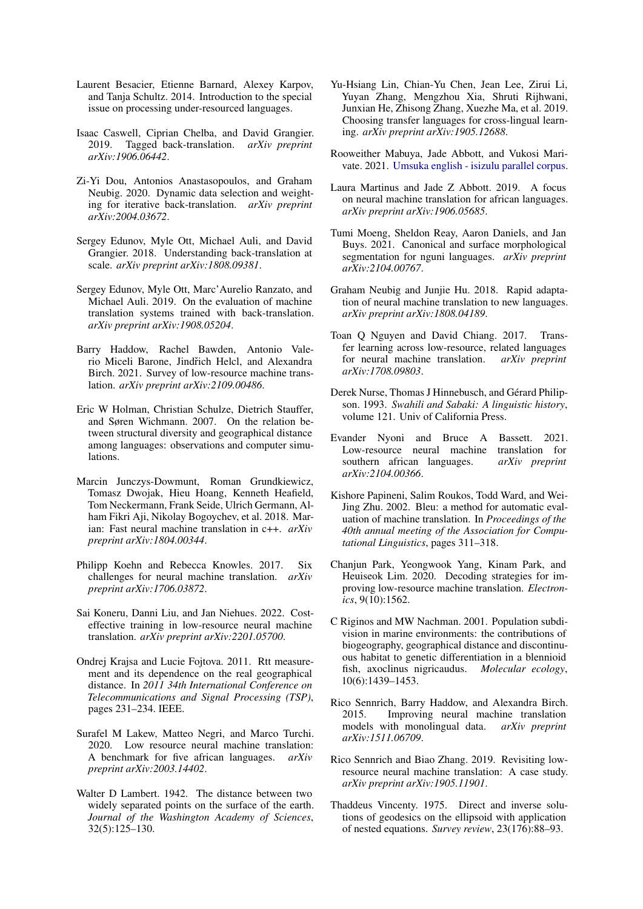Laurent Besacier, Etienne Barnard, Alexey Karpov, and Tanja Schultz. 2014. Introduction to the special issue on processing under-resourced languages.

Isaac Caswell, Ciprian Chelba, and David Grangier. 2019. Tagged back-translation. *arXiv preprint arXiv:1906.06442*.

Zi-Yi Dou, Antonios Anastasopoulos, and Graham Neubig. 2020. Dynamic data selection and weighting for iterative back-translation. *arXiv preprint arXiv:2004.03672*.

Sergey Edunov, Myle Ott, Michael Auli, and David Grangier. 2018. Understanding back-translation at scale. *arXiv preprint arXiv:1808.09381*.

Sergey Edunov, Myle Ott, Marc'Aurelio Ranzato, and Michael Auli. 2019. On the evaluation of machine translation systems trained with back-translation. *arXiv preprint arXiv:1908.05204*.

Barry Haddow, Rachel Bawden, Antonio Valerio Miceli Barone, Jindřich Helcl, and Alexandra Birch. 2021. Survey of low-resource machine translation. *arXiv preprint arXiv:2109.00486*.

Eric W Holman, Christian Schulze, Dietrich Stauffer, and Søren Wichmann. 2007. On the relation between structural diversity and geographical distance among languages: observations and computer simulations.

Marcin Junczys-Dowmunt, Roman Grundkiewicz, Tomasz Dwojak, Hieu Hoang, Kenneth Heafield, Tom Neckermann, Frank Seide, Ulrich Germann, Alham Fikri Aji, Nikolay Bogoychev, et al. 2018. Marian: Fast neural machine translation in c++. *arXiv preprint arXiv:1804.00344*.

Philipp Koehn and Rebecca Knowles. 2017. Six challenges for neural machine translation. *arXiv preprint arXiv:1706.03872*.

Sai Koneru, Danni Liu, and Jan Niehues. 2022. Cost-effective training in low-resource neural machine translation. *arXiv preprint arXiv:2201.05700*.

Ondrej Krajsa and Lucie Fojtova. 2011. Rtt measurement and its dependence on the real geographical distance. In *2011 34th International Conference on Telecommunications and Signal Processing (TSP)*, pages 231–234. IEEE.

Surafel M Lakew, Matteo Negri, and Marco Turchi. 2020. Low resource neural machine translation: A benchmark for five african languages. *arXiv preprint arXiv:2003.14402*.

Walter D Lambert. 1942. The distance between two widely separated points on the surface of the earth. *Journal of the Washington Academy of Sciences*, 32(5):125–130.

Yu-Hsiang Lin, Chian-Yu Chen, Jean Lee, Zirui Li, Yuyan Zhang, Mengzhou Xia, Shruti Rijhwani, Junxian He, Zhisong Zhang, Xuezhe Ma, et al. 2019. Choosing transfer languages for cross-lingual learning. *arXiv preprint arXiv:1905.12688*.

Rooweither Mabuya, Jade Abbott, and Vukosi Marivate. 2021. Umsuka english - isizulu parallel corpus.

Laura Martinus and Jade Z Abbott. 2019. A focus on neural machine translation for african languages. *arXiv preprint arXiv:1906.05685*.

Tumi Moeng, Sheldon Reay, Aaron Daniels, and Jan Buys. 2021. Canonical and surface morphological segmentation for nguni languages. *arXiv preprint arXiv:2104.00767*.

Graham Neubig and Junjie Hu. 2018. Rapid adaptation of neural machine translation to new languages. *arXiv preprint arXiv:1808.04189*.

Toan Q Nguyen and David Chiang. 2017. Transfer learning across low-resource, related languages for neural machine translation. *arXiv preprint arXiv:1708.09803*.

Derek Nurse, Thomas J Hinnebusch, and Gérard Philipson. 1993. *Swahili and Sabaki: A linguistic history*, volume 121. Univ of California Press.

Evander Nyoni and Bruce A Bassett. 2021. Low-resource neural machine translation for southern african languages. *arXiv preprint arXiv:2104.00366*.

Kishore Papineni, Salim Roukos, Todd Ward, and Wei-Jing Zhu. 2002. Bleu: a method for automatic evaluation of machine translation. In *Proceedings of the 40th annual meeting of the Association for Computational Linguistics*, pages 311–318.

Chanjun Park, Yeongwook Yang, Kinam Park, and Heuiseok Lim. 2020. Decoding strategies for improving low-resource machine translation. *Electronics*, 9(10):1562.

C Riginos and MW Nachman. 2001. Population subdivision in marine environments: the contributions of biogeography, geographical distance and discontinuous habitat to genetic differentiation in a blennioid fish, axoclinus nigricaudus. *Molecular ecology*, 10(6):1439–1453.

Rico Sennrich, Barry Haddow, and Alexandra Birch. 2015. Improving neural machine translation models with monolingual data. *arXiv preprint arXiv:1511.06709*.

Rico Sennrich and Biao Zhang. 2019. Revisiting low-resource neural machine translation: A case study. *arXiv preprint arXiv:1905.11901*.

Thaddeus Vincenty. 1975. Direct and inverse solutions of geodesics on the ellipsoid with application of nested equations. *Survey review*, 23(176):88–93.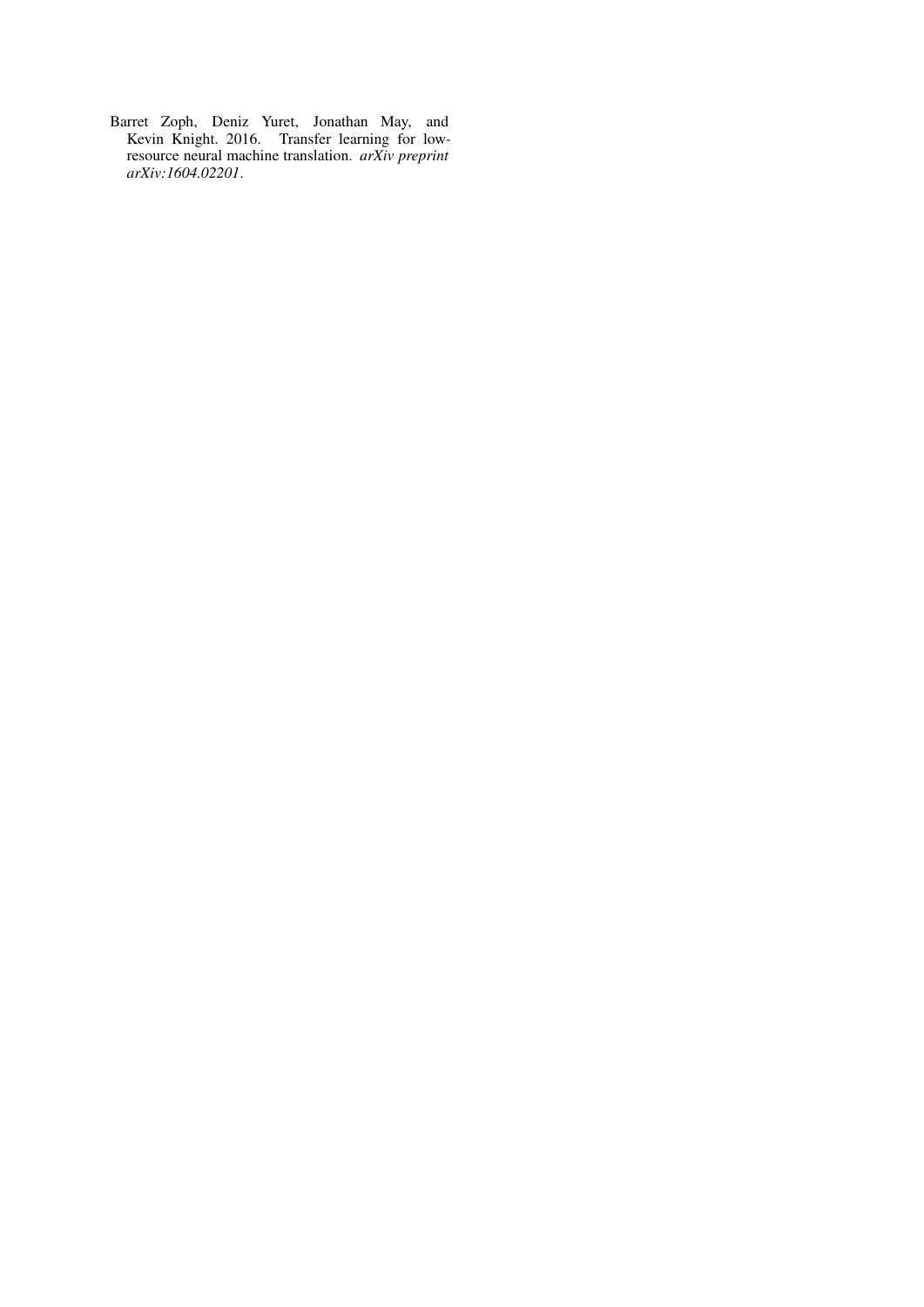Barret Zoph, Deniz Yuret, Jonathan May, and Kevin Knight. 2016. Transfer learning for low-resource neural machine translation. *arXiv preprint arXiv:1604.02201*.